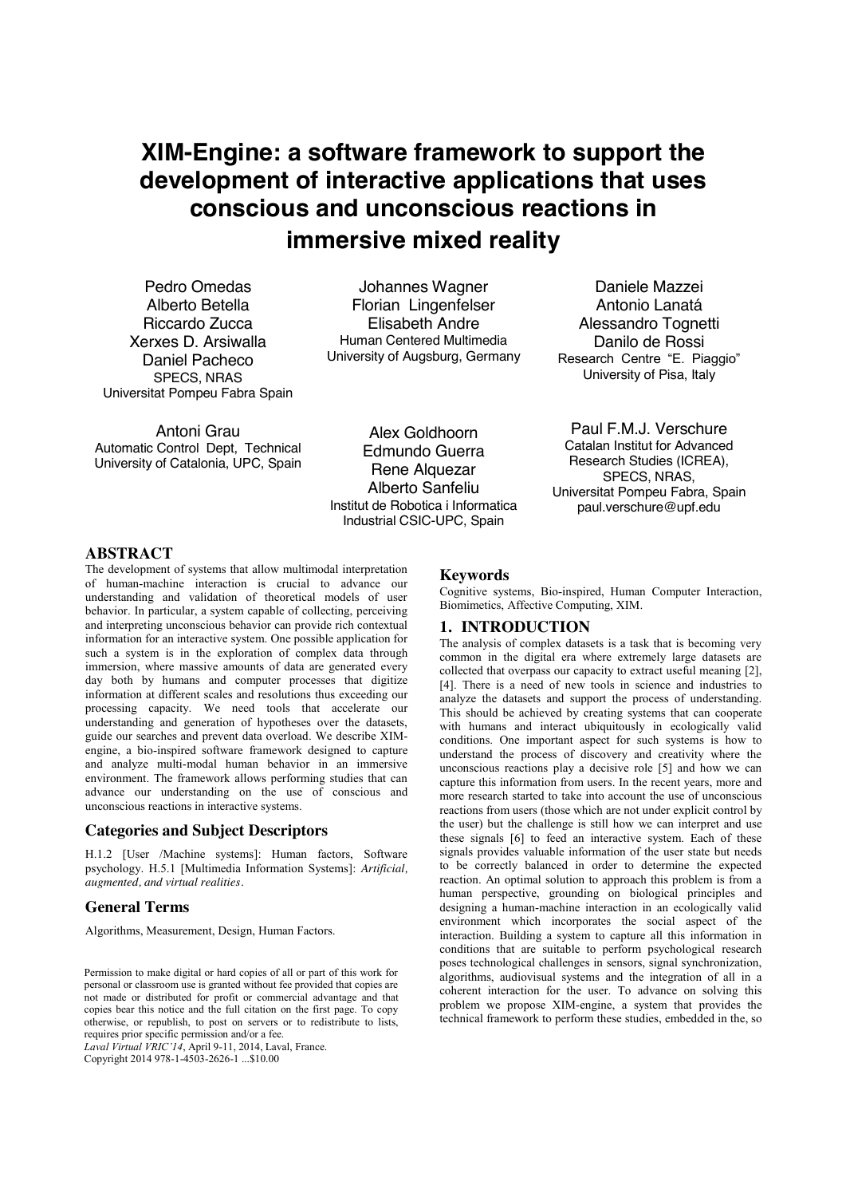# XIM-Engine: a software framework to support the development of interactive applications that uses conscious and unconscious reactions in immersive mixed reality

Pedro Omedas
Alberto Betella
Riccardo Zucca
Xerxes D. Arsiwalla
Daniel Pacheco
SPECS, NRAS
Universitat Pompeu Fabra Spain

Johannes Wagner
Florian Lingenfelser
Elisabeth Andre
Human Centered Multimedia
University of Augsburg, Germany

Daniele Mazzei
Antonio Lanatá
Alessandro Tognetti
Danilo de Rossi
Research Centre "E. Piaggio"
University of Pisa, Italy

Antoni Grau
Automatic Control Dept, Technical University of Catalonia, UPC, Spain

Alex Goldhoorn
Edmundo Guerra
Rene Alquezar
Alberto Sanfeliu
Institut de Robotica i Informatica Industrial CSIC-UPC, Spain

Paul F.M.J. Verschure
Catalan Institut for Advanced Research Studies (ICREA), SPECS, NRAS,
Universitat Pompeu Fabra, Spain
paul.verschure@upf.edu

## ABSTRACT

The development of systems that allow multimodal interpretation of human-machine interaction is crucial to advance our understanding and validation of theoretical models of user behavior. In particular, a system capable of collecting, perceiving and interpreting unconscious behavior can provide rich contextual information for an interactive system. One possible application for such a system is in the exploration of complex data through immersion, where massive amounts of data are generated every day both by humans and computer processes that digitize information at different scales and resolutions thus exceeding our processing capacity. We need tools that accelerate our understanding and generation of hypotheses over the datasets, guide our searches and prevent data overload. We describe XIM-engine, a bio-inspired software framework designed to capture and analyze multi-modal human behavior in an immersive environment. The framework allows performing studies that can advance our understanding on the use of conscious and unconscious reactions in interactive systems.

### Categories and Subject Descriptors

H.1.2 [User /Machine systems]: Human factors, Software psychology. H.5.1 [Multimedia Information Systems]: *Artificial, augmented, and virtual realities*.

### General Terms

Algorithms, Measurement, Design, Human Factors.

Permission to make digital or hard copies of all or part of this work for personal or classroom use is granted without fee provided that copies are not made or distributed for profit or commercial advantage and that copies bear this notice and the full citation on the first page. To copy otherwise, or republish, to post on servers or to redistribute to lists, requires prior specific permission and/or a fee.
*Laval Virtual VRIC'14*, April 9-11, 2014, Laval, France.
Copyright 2014 978-1-4503-2626-1 ...$10.00

### Keywords

Cognitive systems, Bio-inspired, Human Computer Interaction, Biomimetics, Affective Computing, XIM.

## 1. INTRODUCTION

The analysis of complex datasets is a task that is becoming very common in the digital era where extremely large datasets are collected that overpass our capacity to extract useful meaning [2], [4]. There is a need of new tools in science and industries to analyze the datasets and support the process of understanding. This should be achieved by creating systems that can cooperate with humans and interact ubiquitously in ecologically valid conditions. One important aspect for such systems is how to understand the process of discovery and creativity where the unconscious reactions play a decisive role [5] and how we can capture this information from users. In the recent years, more and more research started to take into account the use of unconscious reactions from users (those which are not under explicit control by the user) but the challenge is still how we can interpret and use these signals [6] to feed an interactive system. Each of these signals provides valuable information of the user state but needs to be correctly balanced in order to determine the expected reaction. An optimal solution to approach this problem is from a human perspective, grounding on biological principles and designing a human-machine interaction in an ecologically valid environment which incorporates the social aspect of the interaction. Building a system to capture all this information in conditions that are suitable to perform psychological research poses technological challenges in sensors, signal synchronization, algorithms, audiovisual systems and the integration of all in a coherent interaction for the user. To advance on solving this problem we propose XIM-engine, a system that provides the technical framework to perform these studies, embedded in the, so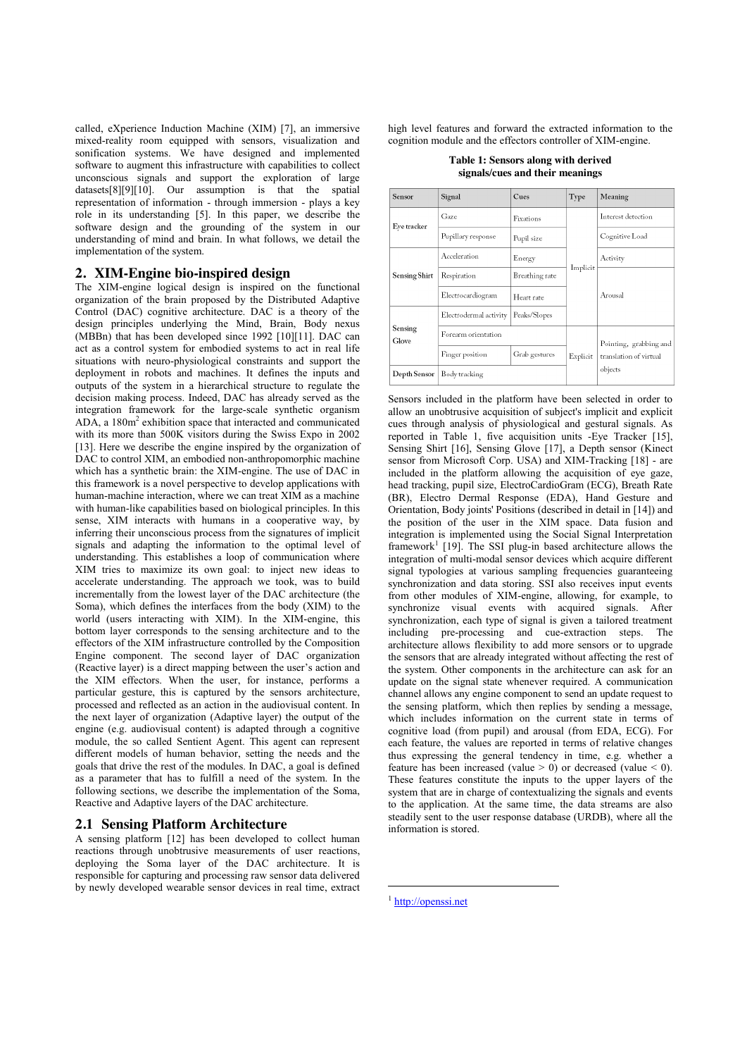called, eXperience Induction Machine (XIM) [7], an immersive mixed-reality room equipped with sensors, visualization and sonification systems. We have designed and implemented software to augment this infrastructure with capabilities to collect unconscious signals and support the exploration of large datasets[8][9][10]. Our assumption is that the spatial representation of information - through immersion - plays a key role in its understanding [5]. In this paper, we describe the software design and the grounding of the system in our understanding of mind and brain. In what follows, we detail the implementation of the system.

## 2. XIM-Engine bio-inspired design

The XIM-engine logical design is inspired on the functional organization of the brain proposed by the Distributed Adaptive Control (DAC) cognitive architecture. DAC is a theory of the design principles underlying the Mind, Brain, Body nexus (MBBn) that has been developed since 1992 [10][11]. DAC can act as a control system for embodied systems to act in real life situations with neuro-physiological constraints and support the deployment in robots and machines. It defines the inputs and outputs of the system in a hierarchical structure to regulate the decision making process. Indeed, DAC has already served as the integration framework for the large-scale synthetic organism ADA, a 180m$^2$ exhibition space that interacted and communicated with its more than 500K visitors during the Swiss Expo in 2002 [13]. Here we describe the engine inspired by the organization of DAC to control XIM, an embodied non-anthropomorphic machine which has a synthetic brain: the XIM-engine. The use of DAC in this framework is a novel perspective to develop applications with human-machine interaction, where we can treat XIM as a machine with human-like capabilities based on biological principles. In this sense, XIM interacts with humans in a cooperative way, by inferring their unconscious process from the signatures of implicit signals and adapting the information to the optimal level of understanding. This establishes a loop of communication where XIM tries to maximize its own goal: to inject new ideas to accelerate understanding. The approach we took, was to build incrementally from the lowest layer of the DAC architecture (the Soma), which defines the interfaces from the body (XIM) to the world (users interacting with XIM). In the XIM-engine, this bottom layer corresponds to the sensing architecture and to the effectors of the XIM infrastructure controlled by the Composition Engine component. The second layer of DAC organization (Reactive layer) is a direct mapping between the user's action and the XIM effectors. When the user, for instance, performs a particular gesture, this is captured by the sensors architecture, processed and reflected as an action in the audiovisual content. In the next layer of organization (Adaptive layer) the output of the engine (e.g. audiovisual content) is adapted through a cognitive module, the so called Sentient Agent. This agent can represent different models of human behavior, setting the needs and the goals that drive the rest of the modules. In DAC, a goal is defined as a parameter that has to fulfill a need of the system. In the following sections, we describe the implementation of the Soma, Reactive and Adaptive layers of the DAC architecture.

### 2.1 Sensing Platform Architecture

A sensing platform [12] has been developed to collect human reactions through unobtrusive measurements of user reactions, deploying the Soma layer of the DAC architecture. It is responsible for capturing and processing raw sensor data delivered by newly developed wearable sensor devices in real time, extract high level features and forward the extracted information to the cognition module and the effectors controller of XIM-engine.

**Table 1: Sensors along with derived signals/cues and their meanings**

| Sensor | Signal | Cues | Type | Meaning |
|---|---|---|---|---|
| Eye tracker | Gaze | Fixations | Implicit | Interest detection |
| | Pupillary response | Pupil size | | Cognitive Load |
| Sensing Shirt | Acceleration | Energy | | Activity |
| | Respiration | Breathing rate | | Arousal |
| | Electrocardiogram | Heart rate | | |
| Sensing Glove | Electrodermal activity | Peaks/Slopes | | |
| | Forearm orientation | | Explicit | Pointing, grabbing and translation of virtual objects |
| | Finger position | Grab gestures | | |
| Depth Sensor | Body tracking | | | |

Sensors included in the platform have been selected in order to allow an unobtrusive acquisition of subject's implicit and explicit cues through analysis of physiological and gestural signals. As reported in Table 1, five acquisition units -Eye Tracker [15], Sensing Shirt [16], Sensing Glove [17], a Depth sensor (Kinect sensor from Microsoft Corp. USA) and XIM-Tracking [18] - are included in the platform allowing the acquisition of eye gaze, head tracking, pupil size, ElectroCardioGram (ECG), Breath Rate (BR), Electro Dermal Response (EDA), Hand Gesture and Orientation, Body joints' Positions (described in detail in [14]) and the position of the user in the XIM space. Data fusion and integration is implemented using the Social Signal Interpretation framework[1] [19]. The SSI plug-in based architecture allows the integration of multi-modal sensor devices which acquire different signal typologies at various sampling frequencies guaranteeing synchronization and data storing. SSI also receives input events from other modules of XIM-engine, allowing, for example, to synchronize visual events with acquired signals. After synchronization, each type of signal is given a tailored treatment including pre-processing and cue-extraction steps. The architecture allows flexibility to add more sensors or to upgrade the sensors that are already integrated without affecting the rest of the system. Other components in the architecture can ask for an update on the signal state whenever required. A communication channel allows any engine component to send an update request to the sensing platform, which then replies by sending a message, which includes information on the current state in terms of cognitive load (from pupil) and arousal (from EDA, ECG). For each feature, the values are reported in terms of relative changes thus expressing the general tendency in time, e.g. whether a feature has been increased (value > 0) or decreased (value < 0). These features constitute the inputs to the upper layers of the system that are in charge of contextualizing the signals and events to the application. At the same time, the data streams are also steadily sent to the user response database (URDB), where all the information is stored.

[1] http://openssi.net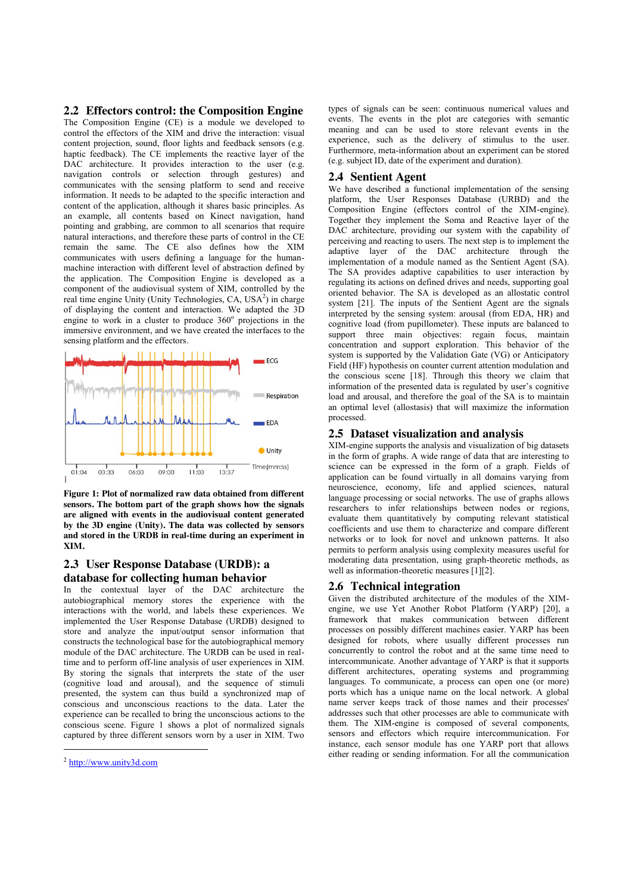## 2.2 Effectors control: the Composition Engine

The Composition Engine (CE) is a module we developed to control the effectors of the XIM and drive the interaction: visual content projection, sound, floor lights and feedback sensors (e.g. haptic feedback). The CE implements the reactive layer of the DAC architecture. It provides interaction to the user (e.g. navigation controls or selection through gestures) and communicates with the sensing platform to send and receive information. It needs to be adapted to the specific interaction and content of the application, although it shares basic principles. As an example, all contents based on Kinect navigation, hand pointing and grabbing, are common to all scenarios that require natural interactions, and therefore these parts of control in the CE remain the same. The CE also defines how the XIM communicates with users defining a language for the human-machine interaction with different level of abstraction defined by the application. The Composition Engine is developed as a component of the audiovisual system of XIM, controlled by the real time engine Unity (Unity Technologies, CA, USA[2]) in charge of displaying the content and interaction. We adapted the 3D engine to work in a cluster to produce 360° projections in the immersive environment, and we have created the interfaces to the sensing platform and the effectors.

**Figure 1: Plot of normalized raw data obtained from different sensors. The bottom part of the graph shows how the signals are aligned with events in the audiovisual content generated by the 3D engine (Unity). The data was collected by sensors and stored in the URDB in real-time during an experiment in XIM.**

## 2.3 User Response Database (URDB): a database for collecting human behavior

In the contextual layer of the DAC architecture the autobiographical memory stores the experience with the interactions with the world, and labels these experiences. We implemented the User Response Database (URDB) designed to store and analyze the input/output sensor information that constructs the technological base for the autobiographical memory module of the DAC architecture. The URDB can be used in real-time and to perform off-line analysis of user experiences in XIM. By storing the signals that interprets the state of the user (cognitive load and arousal), and the sequence of stimuli presented, the system can thus build a synchronized map of conscious and unconscious reactions to the data. Later the experience can be recalled to bring the unconscious actions to the conscious scene. Figure 1 shows a plot of normalized signals captured by three different sensors worn by a user in XIM. Two types of signals can be seen: continuous numerical values and events. The events in the plot are categories with semantic meaning and can be used to store relevant events in the experience, such as the delivery of stimulus to the user. Furthermore, meta-information about an experiment can be stored (e.g. subject ID, date of the experiment and duration).

## 2.4 Sentient Agent

We have described a functional implementation of the sensing platform, the User Responses Database (URBD) and the Composition Engine (effectors control of the XIM-engine). Together they implement the Soma and Reactive layer of the DAC architecture, providing our system with the capability of perceiving and reacting to users. The next step is to implement the adaptive layer of the DAC architecture through the implementation of a module named as the Sentient Agent (SA). The SA provides adaptive capabilities to user interaction by regulating its actions on defined drives and needs, supporting goal oriented behavior. The SA is developed as an allostatic control system [21]. The inputs of the Sentient Agent are the signals interpreted by the sensing system: arousal (from EDA, HR) and cognitive load (from pupillometer). These inputs are balanced to support three main objectives: regain focus, maintain concentration and support exploration. This behavior of the system is supported by the Validation Gate (VG) or Anticipatory Field (HF) hypothesis on counter current attention modulation and the conscious scene [18]. Through this theory we claim that information of the presented data is regulated by user's cognitive load and arousal, and therefore the goal of the SA is to maintain an optimal level (allostasis) that will maximize the information processed.

## 2.5 Dataset visualization and analysis

XIM-engine supports the analysis and visualization of big datasets in the form of graphs. A wide range of data that are interesting to science can be expressed in the form of a graph. Fields of application can be found virtually in all domains varying from neuroscience, economy, life and applied sciences, natural language processing or social networks. The use of graphs allows researchers to infer relationships between nodes or regions, evaluate them quantitatively by computing relevant statistical coefficients and use them to characterize and compare different networks or to look for novel and unknown patterns. It also permits to perform analysis using complexity measures useful for moderating data presentation, using graph-theoretic methods, as well as information-theoretic measures [1][2].

## 2.6 Technical integration

Given the distributed architecture of the modules of the XIM-engine, we use Yet Another Robot Platform (YARP) [20], a framework that makes communication between different processes on possibly different machines easier. YARP has been designed for robots, where usually different processes run concurrently to control the robot and at the same time need to intercommunicate. Another advantage of YARP is that it supports different architectures, operating systems and programming languages. To communicate, a process can open one (or more) ports which has a unique name on the local network. A global name server keeps track of those names and their processes' addresses such that other processes are able to communicate with them. The XIM-engine is composed of several components, sensors and effectors which require intercommunication. For instance, each sensor module has one YARP port that allows either reading or sending information. For all the communication

[2] http://www.unity3d.com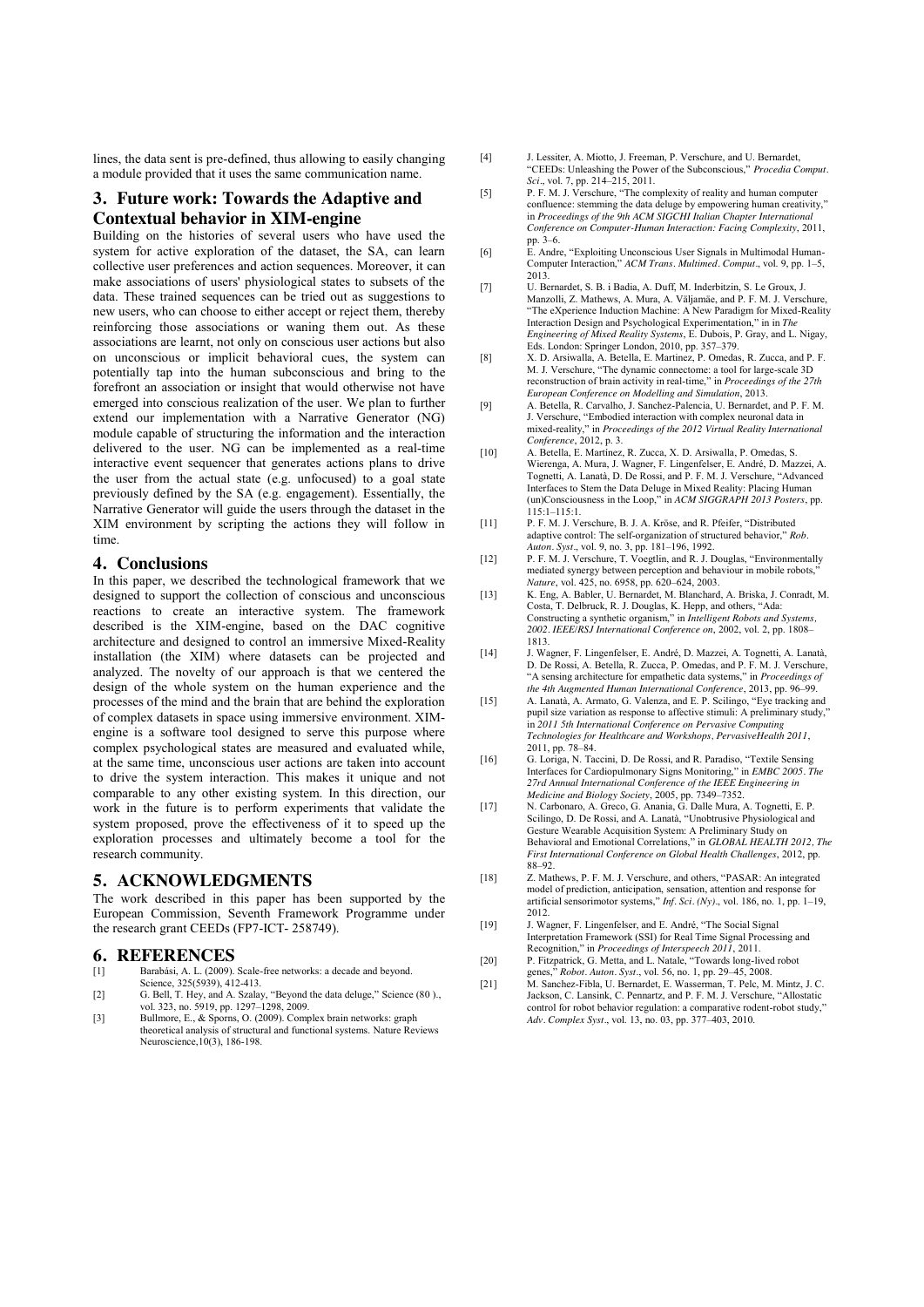lines, the data sent is pre-defined, thus allowing to easily changing a module provided that it uses the same communication name.

## 3. Future work: Towards the Adaptive and Contextual behavior in XIM-engine

Building on the histories of several users who have used the system for active exploration of the dataset, the SA, can learn collective user preferences and action sequences. Moreover, it can make associations of users' physiological states to subsets of the data. These trained sequences can be tried out as suggestions to new users, who can choose to either accept or reject them, thereby reinforcing those associations or waning them out. As these associations are learnt, not only on conscious user actions but also on unconscious or implicit behavioral cues, the system can potentially tap into the human subconscious and bring to the forefront an association or insight that would otherwise not have emerged into conscious realization of the user. We plan to further extend our implementation with a Narrative Generator (NG) module capable of structuring the information and the interaction delivered to the user. NG can be implemented as a real-time interactive event sequencer that generates actions plans to drive the user from the actual state (e.g. unfocused) to a goal state previously defined by the SA (e.g. engagement). Essentially, the Narrative Generator will guide the users through the dataset in the XIM environment by scripting the actions they will follow in time.

## 4. Conclusions

In this paper, we described the technological framework that we designed to support the collection of conscious and unconscious reactions to create an interactive system. The framework described is the XIM-engine, based on the DAC cognitive architecture and designed to control an immersive Mixed-Reality installation (the XIM) where datasets can be projected and analyzed. The novelty of our approach is that we centered the design of the whole system on the human experience and the processes of the mind and the brain that are behind the exploration of complex datasets in space using immersive environment. XIM-engine is a software tool designed to serve this purpose where complex psychological states are measured and evaluated while, at the same time, unconscious user actions are taken into account to drive the system interaction. This makes it unique and not comparable to any other existing system. In this direction, our work in the future is to perform experiments that validate the system proposed, prove the effectiveness of it to speed up the exploration processes and ultimately become a tool for the research community.

## 5. ACKNOWLEDGMENTS

The work described in this paper has been supported by the European Commission, Seventh Framework Programme under the research grant CEEDs (FP7-ICT- 258749).

## 6. REFERENCES

[1] Barabási, A. L. (2009). Scale-free networks: a decade and beyond. Science, 325(5939), 412-413.

[2] G. Bell, T. Hey, and A. Szalay, "Beyond the data deluge," Science (80 )., vol. 323, no. 5919, pp. 1297–1298, 2009.

[3] Bullmore, E., & Sporns, O. (2009). Complex brain networks: graph theoretical analysis of structural and functional systems. Nature Reviews Neuroscience,10(3), 186-198.

[4] J. Lessiter, A. Miotto, J. Freeman, P. Verschure, and U. Bernardet, "CEEDs: Unleashing the Power of the Subconscious," *Procedia Comput. Sci.*, vol. 7, pp. 214–215, 2011.

[5] P. F. M. J. Verschure, "The complexity of reality and human computer confluence: stemming the data deluge by empowering human creativity," in *Proceedings of the 9th ACM SIGCHI Italian Chapter International Conference on Computer-Human Interaction: Facing Complexity*, 2011, pp. 3–6.

[6] E. Andre, "Exploiting Unconscious User Signals in Multimodal Human-Computer Interaction," *ACM Trans. Multimed. Comput.*, vol. 9, pp. 1–5, 2013.

[7] U. Bernardet, S. B. i Badia, A. Duff, M. Inderbitzin, S. Le Groux, J. Manzolli, Z. Mathews, A. Mura, A. Väljamäe, and P. F. M. J. Verschure, "The eXperience Induction Machine: A New Paradigm for Mixed-Reality Interaction Design and Psychological Experimentation," in in *The Engineering of Mixed Reality Systems*, E. Dubois, P. Gray, and L. Nigay, Eds. London: Springer London, 2010, pp. 357–379.

[8] X. D. Arsiwalla, A. Betella, E. Martinez, P. Omedas, R. Zucca, and P. F. M. J. Verschure, "The dynamic connectome: a tool for large-scale 3D reconstruction of brain activity in real-time," in *Proceedings of the 27th European Conference on Modelling and Simulation*, 2013.

[9] A. Betella, R. Carvalho, J. Sanchez-Palencia, U. Bernardet, and P. F. M. J. Verschure, "Embodied interaction with complex neuronal data in mixed-reality," in *Proceedings of the 2012 Virtual Reality International Conference*, 2012, p. 3.

[10] A. Betella, E. Martínez, R. Zucca, X. D. Arsiwalla, P. Omedas, S. Wierenga, A. Mura, J. Wagner, F. Lingenfelser, E. André, D. Mazzei, A. Tognetti, A. Lanatà, D. De Rossi, and P. F. M. J. Verschure, "Advanced Interfaces to Stem the Data Deluge in Mixed Reality: Placing Human (un)Consciousness in the Loop," in *ACM SIGGRAPH 2013 Posters*, pp. 115:1–115:1.

[11] P. F. M. J. Verschure, B. J. A. Kröse, and R. Pfeifer, "Distributed adaptive control: The self-organization of structured behavior," *Rob. Auton. Syst.*, vol. 9, no. 3, pp. 181–196, 1992.

[12] P. F. M. J. Verschure, T. Voegtlin, and R. J. Douglas, "Environmentally mediated synergy between perception and behaviour in mobile robots," *Nature*, vol. 425, no. 6958, pp. 620–624, 2003.

[13] K. Eng, A. Babler, U. Bernardet, M. Blanchard, A. Briska, J. Conradt, M. Costa, T. Delbruck, R. J. Douglas, K. Hepp, and others, "Ada: Constructing a synthetic organism," in *Intelligent Robots and Systems, 2002. IEEE/RSJ International Conference on*, 2002, vol. 2, pp. 1808–1813.

[14] J. Wagner, F. Lingenfelser, E. André, D. Mazzei, A. Tognetti, A. Lanatà, D. De Rossi, A. Betella, R. Zucca, P. Omedas, and P. F. M. J. Verschure, "A sensing architecture for empathetic data systems," in *Proceedings of the 4th Augmented Human International Conference*, 2013, pp. 96–99.

[15] A. Lanatà, A. Armato, G. Valenza, and E. P. Scilingo, "Eye tracking and pupil size variation as response to affective stimuli: A preliminary study," in *2011 5th International Conference on Pervasive Computing Technologies for Healthcare and Workshops, PervasiveHealth 2011*, 2011, pp. 78–84.

[16] G. Loriga, N. Taccini, D. De Rossi, and R. Paradiso, "Textile Sensing Interfaces for Cardiopulmonary Signs Monitoring," in *EMBC 2005. The 27rd Annual International Conference of the IEEE Engineering in Medicine and Biology Society*, 2005, pp. 7349–7352.

[17] N. Carbonaro, A. Greco, G. Anania, G. Dalle Mura, A. Tognetti, E. P. Scilingo, D. De Rossi, and A. Lanatà, "Unobtrusive Physiological and Gesture Wearable Acquisition System: A Preliminary Study on Behavioral and Emotional Correlations," in *GLOBAL HEALTH 2012, The First International Conference on Global Health Challenges*, 2012, pp. 88–92.

[18] Z. Mathews, P. F. M. J. Verschure, and others, "PASAR: An integrated model of prediction, anticipation, sensation, attention and response for artificial sensorimotor systems," *Inf. Sci. (Ny).*, vol. 186, no. 1, pp. 1–19, 2012.

[19] J. Wagner, F. Lingenfelser, and E. André, "The Social Signal Interpretation Framework (SSI) for Real Time Signal Processing and Recognition," in *Proceedings of Interspeech 2011*, 2011.

[20] P. Fitzpatrick, G. Metta, and L. Natale, "Towards long-lived robot genes," *Robot. Auton. Syst.*, vol. 56, no. 1, pp. 29–45, 2008.

[21] M. Sanchez-Fibla, U. Bernardet, E. Wasserman, T. Pelc, M. Mintz, J. C. Jackson, C. Lansink, C. Pennartz, and P. F. M. J. Verschure, "Allostatic control for robot behavior regulation: a comparative rodent-robot study," *Adv. Complex Syst.*, vol. 13, no. 03, pp. 377–403, 2010.